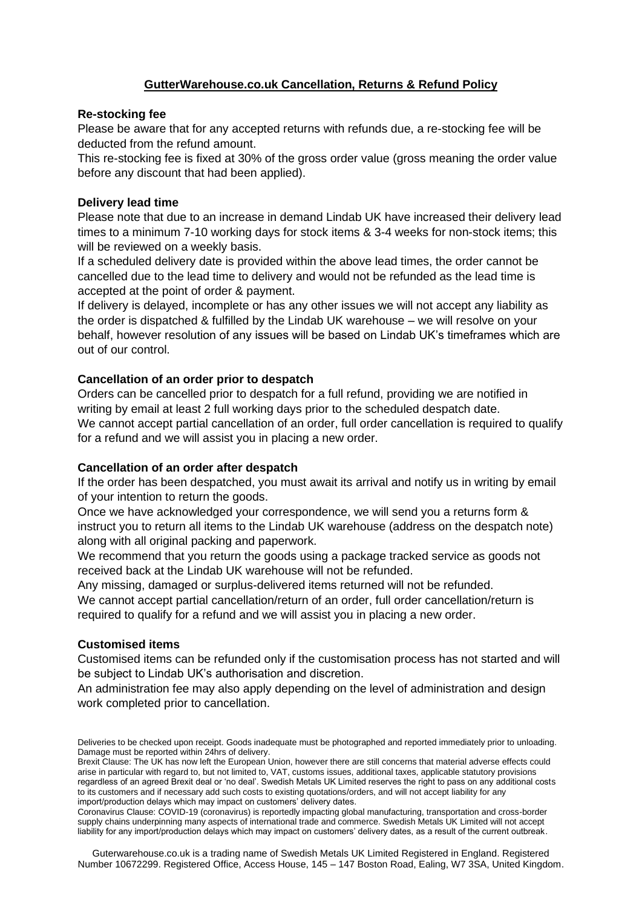# GutterWarehouse.co.uk Cancellation, Returns & Refund Policy

**Re-stocking fee**

Please be aware that for any accepted returns with refunds due, a re-stocking fee will be deducted from the refund amount.

This re-stocking fee is fixed at 30% of the gross order value (gross meaning the order value before any discount that had been applied).

**Delivery lead time**

Please note that due to an increase in demand Lindab UK have increased their delivery lead times to a minimum 7-10 working days for stock items & 3-4 weeks for non-stock items; this will be reviewed on a weekly basis.

If a scheduled delivery date is provided within the above lead times, the order cannot be cancelled due to the lead time to delivery and would not be refunded as the lead time is accepted at the point of order & payment.

If delivery is delayed, incomplete or has any other issues we will not accept any liability as the order is dispatched & fulfilled by the Lindab UK warehouse – we will resolve on your behalf, however resolution of any issues will be based on Lindab UK's timeframes which are out of our control.

**Cancellation of an order prior to despatch**

Orders can be cancelled prior to despatch for a full refund, providing we are notified in writing by email at least 2 full working days prior to the scheduled despatch date.

We cannot accept partial cancellation of an order, full order cancellation is required to qualify for a refund and we will assist you in placing a new order.

**Cancellation of an order after despatch**

If the order has been despatched, you must await its arrival and notify us in writing by email of your intention to return the goods.

Once we have acknowledged your correspondence, we will send you a returns form & instruct you to return all items to the Lindab UK warehouse (address on the despatch note) along with all original packing and paperwork.

We recommend that you return the goods using a package tracked service as goods not received back at the Lindab UK warehouse will not be refunded.

Any missing, damaged or surplus-delivered items returned will not be refunded.

We cannot accept partial cancellation/return of an order, full order cancellation/return is required to qualify for a refund and we will assist you in placing a new order.

**Customised items**

Customised items can be refunded only if the customisation process has not started and will be subject to Lindab UK's authorisation and discretion.

An administration fee may also apply depending on the level of administration and design work completed prior to cancellation.

Deliveries to be checked upon receipt. Goods inadequate must be photographed and reported immediately prior to unloading. Damage must be reported within 24hrs of delivery.

Brexit Clause: The UK has now left the European Union, however there are still concerns that material adverse effects could arise in particular with regard to, but not limited to, VAT, customs issues, additional taxes, applicable statutory provisions regardless of an agreed Brexit deal or 'no deal'. Swedish Metals UK Limited reserves the right to pass on any additional costs to its customers and if necessary add such costs to existing quotations/orders, and will not accept liability for any import/production delays which may impact on customers' delivery dates.

Coronavirus Clause: COVID-19 (coronavirus) is reportedly impacting global manufacturing, transportation and cross-border supply chains underpinning many aspects of international trade and commerce. Swedish Metals UK Limited will not accept liability for any import/production delays which may impact on customers' delivery dates, as a result of the current outbreak.

Guterwarehouse.co.uk is a trading name of Swedish Metals UK Limited Registered in England. Registered Number 10672299. Registered Office, Access House, 145 – 147 Boston Road, Ealing, W7 3SA, United Kingdom.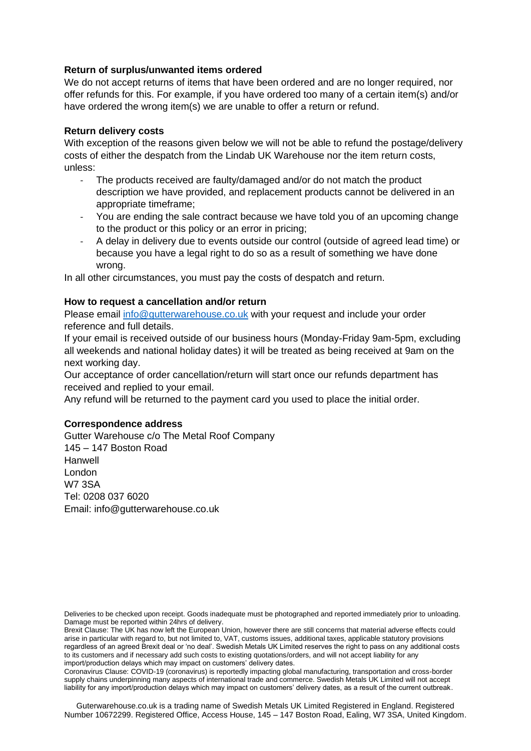**Return of surplus/unwanted items ordered**

We do not accept returns of items that have been ordered and are no longer required, nor offer refunds for this. For example, if you have ordered too many of a certain item(s) and/or have ordered the wrong item(s) we are unable to offer a return or refund.

**Return delivery costs**

With exception of the reasons given below we will not be able to refund the postage/delivery costs of either the despatch from the Lindab UK Warehouse nor the item return costs, unless:

- The products received are faulty/damaged and/or do not match the product description we have provided, and replacement products cannot be delivered in an appropriate timeframe;
- You are ending the sale contract because we have told you of an upcoming change to the product or this policy or an error in pricing;
- A delay in delivery due to events outside our control (outside of agreed lead time) or because you have a legal right to do so as a result of something we have done wrong.

In all other circumstances, you must pay the costs of despatch and return.

**How to request a cancellation and/or return**

Please email info@gutterwarehouse.co.uk with your request and include your order reference and full details.

If your email is received outside of our business hours (Monday-Friday 9am-5pm, excluding all weekends and national holiday dates) it will be treated as being received at 9am on the next working day.

Our acceptance of order cancellation/return will start once our refunds department has received and replied to your email.

Any refund will be returned to the payment card you used to place the initial order.

**Correspondence address**

Gutter Warehouse c/o The Metal Roof Company
145 – 147 Boston Road
Hanwell
London
W7 3SA
Tel: 0208 037 6020
Email: info@gutterwarehouse.co.uk

Deliveries to be checked upon receipt. Goods inadequate must be photographed and reported immediately prior to unloading. Damage must be reported within 24hrs of delivery.

Brexit Clause: The UK has now left the European Union, however there are still concerns that material adverse effects could arise in particular with regard to, but not limited to, VAT, customs issues, additional taxes, applicable statutory provisions regardless of an agreed Brexit deal or 'no deal'. Swedish Metals UK Limited reserves the right to pass on any additional costs to its customers and if necessary add such costs to existing quotations/orders, and will not accept liability for any import/production delays which may impact on customers' delivery dates.

Coronavirus Clause: COVID-19 (coronavirus) is reportedly impacting global manufacturing, transportation and cross-border supply chains underpinning many aspects of international trade and commerce. Swedish Metals UK Limited will not accept liability for any import/production delays which may impact on customers' delivery dates, as a result of the current outbreak.

Guterwarehouse.co.uk is a trading name of Swedish Metals UK Limited Registered in England. Registered Number 10672299. Registered Office, Access House, 145 – 147 Boston Road, Ealing, W7 3SA, United Kingdom.